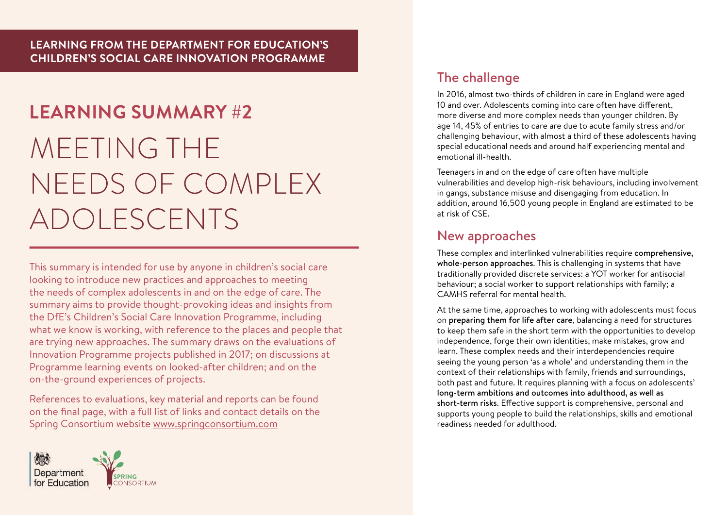**LEARNING FROM THE DEPARTMENT FOR EDUCATION'S CHILDREN'S SOCIAL CARE INNOVATION PROGRAMME**

# LEARNING SUMMARY #2

# MEETING THE NEEDS OF COMPLEX ADOLESCENTS

This summary is intended for use by anyone in children's social care looking to introduce new practices and approaches to meeting the needs of complex adolescents in and on the edge of care. The summary aims to provide thought-provoking ideas and insights from the DfE's Children's Social Care Innovation Programme, including what we know is working, with reference to the places and people that are trying new approaches. The summary draws on the evaluations of Innovation Programme projects published in 2017; on discussions at Programme learning events on looked-after children; and on the on-the-ground experiences of projects.

References to evaluations, key material and reports can be found on the final page, with a full list of links and contact details on the Spring Consortium website www.springconsortium.com

Department for Education

SPRING CONSORTIUM

## The challenge

In 2016, almost two-thirds of children in care in England were aged 10 and over. Adolescents coming into care often have different, more diverse and more complex needs than younger children. By age 14, 45% of entries to care are due to acute family stress and/or challenging behaviour, with almost a third of these adolescents having special educational needs and around half experiencing mental and emotional ill-health.

Teenagers in and on the edge of care often have multiple vulnerabilities and develop high-risk behaviours, including involvement in gangs, substance misuse and disengaging from education. In addition, around 16,500 young people in England are estimated to be at risk of CSE.

## New approaches

These complex and interlinked vulnerabilities require **comprehensive, whole-person approaches**. This is challenging in systems that have traditionally provided discrete services: a YOT worker for antisocial behaviour; a social worker to support relationships with family; a CAMHS referral for mental health.

At the same time, approaches to working with adolescents must focus on **preparing them for life after care**, balancing a need for structures to keep them safe in the short term with the opportunities to develop independence, forge their own identities, make mistakes, grow and learn. These complex needs and their interdependencies require seeing the young person 'as a whole' and understanding them in the context of their relationships with family, friends and surroundings, both past and future. It requires planning with a focus on adolescents' **long-term ambitions and outcomes into adulthood, as well as short-term risks**. Effective support is comprehensive, personal and supports young people to build the relationships, skills and emotional readiness needed for adulthood.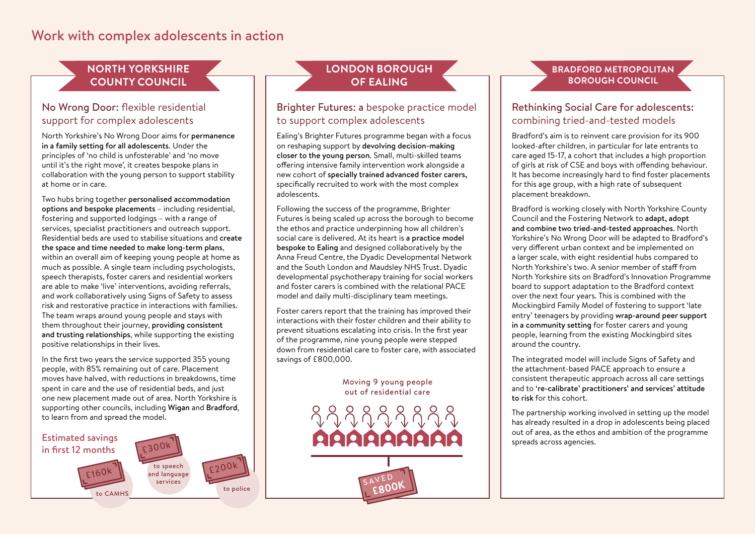# Work with complex adolescents in action

## NORTH YORKSHIRE COUNTY COUNCIL

### No Wrong Door: flexible residential support for complex adolescents

North Yorkshire's No Wrong Door aims for **permanence in a family setting for all adolescents**. Under the principles of 'no child is unfosterable' and 'no move until it's the right move', it creates bespoke plans in collaboration with the young person to support stability at home or in care.

Two hubs bring together **personalised accommodation options and bespoke placements** – including residential, fostering and supported lodgings – with a range of services, specialist practitioners and outreach support. Residential beds are used to stabilise situations and **create the space and time needed to make long-term plans**, within an overall aim of keeping young people at home as much as possible. A single team including psychologists, speech therapists, foster carers and residential workers are able to make 'live' interventions, avoiding referrals, and work collaboratively using Signs of Safety to assess risk and restorative practice in interactions with families. The team wraps around young people and stays with them throughout their journey, **providing consistent and trusting relationships**, while supporting the existing positive relationships in their lives.

In the first two years the service supported 355 young people, with 85% remaining out of care. Placement moves have halved, with reductions in breakdowns, time spent in care and the use of residential beds, and just one new placement made out of area. North Yorkshire is supporting other councils, including **Wigan** and **Bradford**, to learn from and spread the model.

**Estimated savings in first 12 months**

- £160k to CAMHS
- £300k to speech and language services
- £200k to police

## LONDON BOROUGH OF EALING

### Brighter Futures: a bespoke practice model to support complex adolescents

Ealing's Brighter Futures programme began with a focus on reshaping support by **devolving decision-making closer to the young person**. Small, multi-skilled teams offering intensive family intervention work alongside a new cohort of **specially trained advanced foster carers**, specifically recruited to work with the most complex adolescents.

Following the success of the programme, Brighter Futures is being scaled up across the borough to become the ethos and practice underpinning how all children's social care is delivered. At its heart is **a practice model bespoke to Ealing** and designed collaboratively by the Anna Freud Centre, the Dyadic Developmental Network and the South London and Maudsley NHS Trust. Dyadic developmental psychotherapy training for social workers and foster carers is combined with the relational PACE model and daily multi-disciplinary team meetings.

Foster carers report that the training has improved their interactions with their foster children and their ability to prevent situations escalating into crisis. In the first year of the programme, nine young people were stepped down from residential care to foster care, with associated savings of £800,000.

**Moving 9 young people out of residential care**

SAVED £800K

## BRADFORD METROPOLITAN BOROUGH COUNCIL

### Rethinking Social Care for adolescents: combining tried-and-tested models

Bradford's aim is to reinvent care provision for its 900 looked-after children, in particular for late entrants to care aged 15-17, a cohort that includes a high proportion of girls at risk of CSE and boys with offending behaviour. It has become increasingly hard to find foster placements for this age group, with a high rate of subsequent placement breakdown.

Bradford is working closely with North Yorkshire County Council and the Fostering Network to **adapt, adopt and combine two tried-and-tested approaches**. North Yorkshire's No Wrong Door will be adapted to Bradford's very different urban context and be implemented on a larger scale, with eight residential hubs compared to North Yorkshire's two. A senior member of staff from North Yorkshire sits on Bradford's Innovation Programme board to support adaptation to the Bradford context over the next four years. This is combined with the Mockingbird Family Model of fostering to support 'late entry' teenagers by providing **wrap-around peer support in a community setting** for foster carers and young people, learning from the existing Mockingbird sites around the country.

The integrated model will include Signs of Safety and the attachment-based PACE approach to ensure a consistent therapeutic approach across all care settings and to **'re-calibrate' practitioners' and services' attitude to risk** for this cohort.

The partnership working involved in setting up the model has already resulted in a drop in adolescents being placed out of area, as the ethos and ambition of the programme spreads across agencies.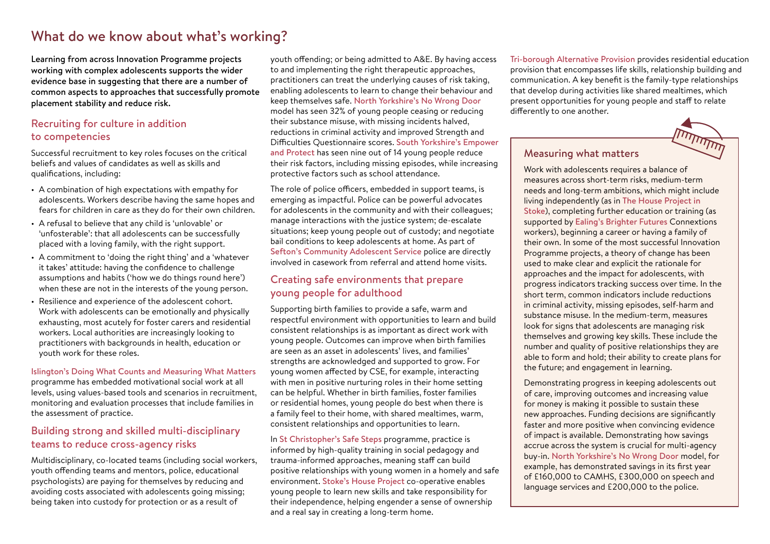# What do we know about what's working?

**Learning from across Innovation Programme projects working with complex adolescents supports the wider evidence base in suggesting that there are a number of common aspects to approaches that successfully promote placement stability and reduce risk.**

## Recruiting for culture in addition to competencies

Successful recruitment to key roles focuses on the critical beliefs and values of candidates as well as skills and qualifications, including:

- A combination of high expectations with empathy for adolescents. Workers describe having the same hopes and fears for children in care as they do for their own children.
- A refusal to believe that any child is 'unlovable' or 'unfosterable': that all adolescents can be successfully placed with a loving family, with the right support.
- A commitment to 'doing the right thing' and a 'whatever it takes' attitude: having the confidence to challenge assumptions and habits ('how we do things round here') when these are not in the interests of the young person.
- Resilience and experience of the adolescent cohort. Work with adolescents can be emotionally and physically exhausting, most acutely for foster carers and residential workers. Local authorities are increasingly looking to practitioners with backgrounds in health, education or youth work for these roles.

Islington's Doing What Counts and Measuring What Matters programme has embedded motivational social work at all levels, using values-based tools and scenarios in recruitment, monitoring and evaluation processes that include families in the assessment of practice.

## Building strong and skilled multi-disciplinary teams to reduce cross-agency risks

Multidisciplinary, co-located teams (including social workers, youth offending teams and mentors, police, educational psychologists) are paying for themselves by reducing and avoiding costs associated with adolescents going missing; being taken into custody for protection or as a result of youth offending; or being admitted to A&E. By having access to and implementing the right therapeutic approaches, practitioners can treat the underlying causes of risk taking, enabling adolescents to learn to change their behaviour and keep themselves safe. North Yorkshire's No Wrong Door model has seen 32% of young people ceasing or reducing their substance misuse, with missing incidents halved, reductions in criminal activity and improved Strength and Difficulties Questionnaire scores. South Yorkshire's Empower and Protect has seen nine out of 14 young people reduce their risk factors, including missing episodes, while increasing protective factors such as school attendance.

The role of police officers, embedded in support teams, is emerging as impactful. Police can be powerful advocates for adolescents in the community and with their colleagues; manage interactions with the justice system; de-escalate situations; keep young people out of custody; and negotiate bail conditions to keep adolescents at home. As part of Sefton's Community Adolescent Service police are directly involved in casework from referral and attend home visits.

## Creating safe environments that prepare young people for adulthood

Supporting birth families to provide a safe, warm and respectful environment with opportunities to learn and build consistent relationships is as important as direct work with young people. Outcomes can improve when birth families are seen as an asset in adolescents' lives, and families' strengths are acknowledged and supported to grow. For young women affected by CSE, for example, interacting with men in positive nurturing roles in their home setting can be helpful. Whether in birth families, foster families or residential homes, young people do best when there is a family feel to their home, with shared mealtimes, warm, consistent relationships and opportunities to learn.

In St Christopher's Safe Steps programme, practice is informed by high-quality training in social pedagogy and trauma-informed approaches, meaning staff can build positive relationships with young women in a homely and safe environment. Stoke's House Project co-operative enables young people to learn new skills and take responsibility for their independence, helping engender a sense of ownership and a real say in creating a long-term home.

Tri-borough Alternative Provision provides residential education provision that encompasses life skills, relationship building and communication. A key benefit is the family-type relationships that develop during activities like shared mealtimes, which present opportunities for young people and staff to relate differently to one another.

### Measuring what matters

Work with adolescents requires a balance of measures across short-term risks, medium-term needs and long-term ambitions, which might include living independently (as in The House Project in Stoke), completing further education or training (as supported by Ealing's Brighter Futures Connexions workers), beginning a career or having a family of their own. In some of the most successful Innovation Programme projects, a theory of change has been used to make clear and explicit the rationale for approaches and the impact for adolescents, with progress indicators tracking success over time. In the short term, common indicators include reductions in criminal activity, missing episodes, self-harm and substance misuse. In the medium-term, measures look for signs that adolescents are managing risk themselves and growing key skills. These include the number and quality of positive relationships they are able to form and hold; their ability to create plans for the future; and engagement in learning.

Demonstrating progress in keeping adolescents out of care, improving outcomes and increasing value for money is making it possible to sustain these new approaches. Funding decisions are significantly faster and more positive when convincing evidence of impact is available. Demonstrating how savings accrue across the system is crucial for multi-agency buy-in. North Yorkshire's No Wrong Door model, for example, has demonstrated savings in its first year of £160,000 to CAMHS, £300,000 on speech and language services and £200,000 to the police.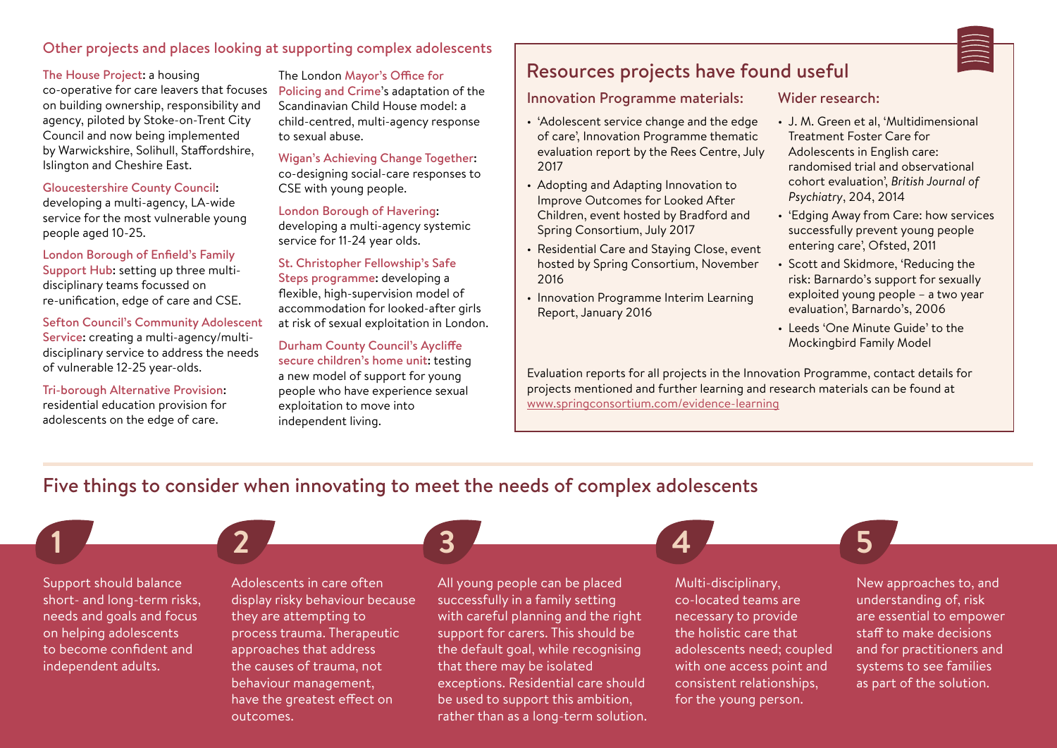## Other projects and places looking at supporting complex adolescents

**The House Project**: a housing co-operative for care leavers that focuses on building ownership, responsibility and agency, piloted by Stoke-on-Trent City Council and now being implemented by Warwickshire, Solihull, Staffordshire, Islington and Cheshire East.

**Gloucestershire County Council**: developing a multi-agency, LA-wide service for the most vulnerable young people aged 10-25.

**London Borough of Enfield's Family Support Hub**: setting up three multi-disciplinary teams focussed on re-unification, edge of care and CSE.

**Sefton Council's Community Adolescent Service**: creating a multi-agency/multi-disciplinary service to address the needs of vulnerable 12-25 year-olds.

**Tri-borough Alternative Provision**: residential education provision for adolescents on the edge of care.

The London **Mayor's Office for Policing and Crime**'s adaptation of the Scandinavian Child House model: a child-centred, multi-agency response to sexual abuse.

**Wigan's Achieving Change Together**: co-designing social-care responses to CSE with young people.

**London Borough of Havering**: developing a multi-agency systemic service for 11-24 year olds.

**St. Christopher Fellowship's Safe Steps programme**: developing a flexible, high-supervision model of accommodation for looked-after girls at risk of sexual exploitation in London.

**Durham County Council's Aycliffe secure children's home unit**: testing a new model of support for young people who have experience sexual exploitation to move into independent living.

## Resources projects have found useful

### Innovation Programme materials:

- 'Adolescent service change and the edge of care', Innovation Programme thematic evaluation report by the Rees Centre, July 2017
- Adopting and Adapting Innovation to Improve Outcomes for Looked After Children, event hosted by Bradford and Spring Consortium, July 2017
- Residential Care and Staying Close, event hosted by Spring Consortium, November 2016
- Innovation Programme Interim Learning Report, January 2016

### Wider research:

- J. M. Green et al, 'Multidimensional Treatment Foster Care for Adolescents in English care: randomised trial and observational cohort evaluation', *British Journal of Psychiatry*, 204, 2014
- 'Edging Away from Care: how services successfully prevent young people entering care', Ofsted, 2011
- Scott and Skidmore, 'Reducing the risk: Barnardo's support for sexually exploited young people – a two year evaluation', Barnardo's, 2006
- Leeds 'One Minute Guide' to the Mockingbird Family Model

Evaluation reports for all projects in the Innovation Programme, contact details for projects mentioned and further learning and research materials can be found at www.springconsortium.com/evidence-learning

## Five things to consider when innovating to meet the needs of complex adolescents

**1**

Support should balance short- and long-term risks, needs and goals and focus on helping adolescents to become confident and independent adults.

**2**

Adolescents in care often display risky behaviour because they are attempting to process trauma. Therapeutic approaches that address the causes of trauma, not behaviour management, have the greatest effect on outcomes.

**3**

All young people can be placed successfully in a family setting with careful planning and the right support for carers. This should be the default goal, while recognising that there may be isolated exceptions. Residential care should be used to support this ambition, rather than as a long-term solution.

**4**

Multi-disciplinary, co-located teams are necessary to provide the holistic care that adolescents need; coupled with one access point and consistent relationships, for the young person.

**5**

New approaches to, and understanding of, risk are essential to empower staff to make decisions and for practitioners and systems to see families as part of the solution.